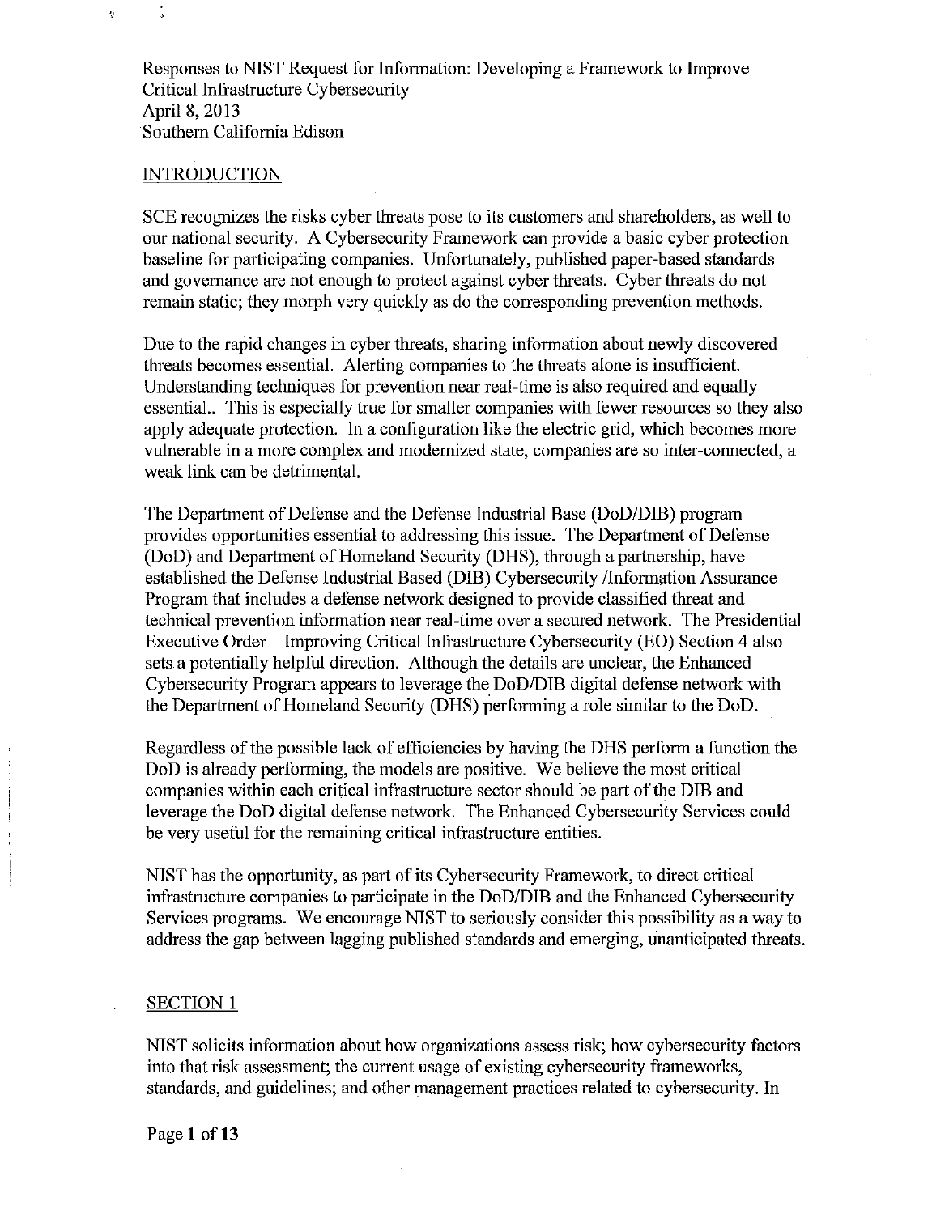Responses to NIST Request for Information: Developing a Framework to Improve Critical Infrastructure Cybersecurity
April 8, 2013
Southern California Edison

## INTRODUCTION

SCE recognizes the risks cyber threats pose to its customers and shareholders, as well to our national security. A Cybersecurity Framework can provide a basic cyber protection baseline for participating companies. Unfortunately, published paper-based standards and governance are not enough to protect against cyber threats. Cyber threats do not remain static; they morph very quickly as do the corresponding prevention methods.

Due to the rapid changes in cyber threats, sharing information about newly discovered threats becomes essential. Alerting companies to the threats alone is insufficient. Understanding techniques for prevention near real-time is also required and equally essential.. This is especially true for smaller companies with fewer resources so they also apply adequate protection. In a configuration like the electric grid, which becomes more vulnerable in a more complex and modernized state, companies are so inter-connected, a weak link can be detrimental.

The Department of Defense and the Defense Industrial Base (DoD/DIB) program provides opportunities essential to addressing this issue. The Department of Defense (DoD) and Department of Homeland Security (DHS), through a partnership, have established the Defense Industrial Based (DIB) Cybersecurity /Information Assurance Program that includes a defense network designed to provide classified threat and technical prevention information near real-time over a secured network. The Presidential Executive Order – Improving Critical Infrastructure Cybersecurity (EO) Section 4 also sets a potentially helpful direction. Although the details are unclear, the Enhanced Cybersecurity Program appears to leverage the DoD/DIB digital defense network with the Department of Homeland Security (DHS) performing a role similar to the DoD.

Regardless of the possible lack of efficiencies by having the DHS perform a function the DoD is already performing, the models are positive. We believe the most critical companies within each critical infrastructure sector should be part of the DIB and leverage the DoD digital defense network. The Enhanced Cybersecurity Services could be very useful for the remaining critical infrastructure entities.

NIST has the opportunity, as part of its Cybersecurity Framework, to direct critical infrastructure companies to participate in the DoD/DIB and the Enhanced Cybersecurity Services programs. We encourage NIST to seriously consider this possibility as a way to address the gap between lagging published standards and emerging, unanticipated threats.

## SECTION 1

NIST solicits information about how organizations assess risk; how cybersecurity factors into that risk assessment; the current usage of existing cybersecurity frameworks, standards, and guidelines; and other management practices related to cybersecurity. In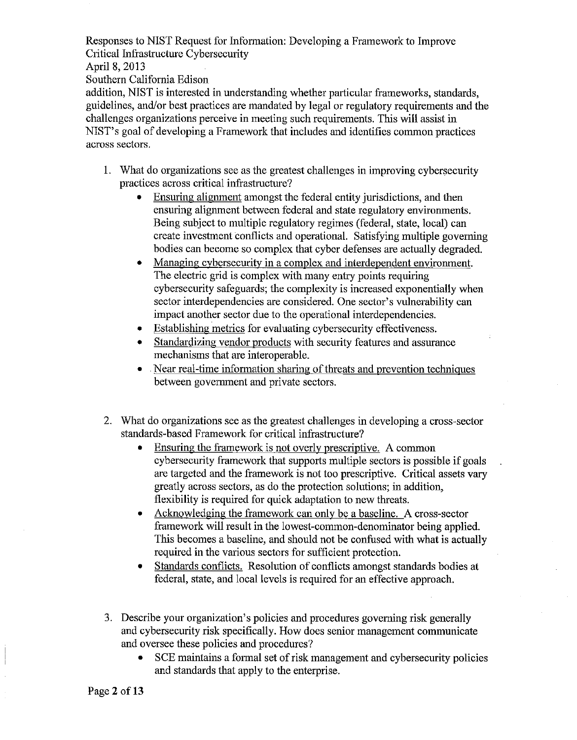addition, NIST is interested in understanding whether particular frameworks, standards, guidelines, and/or best practices are mandated by legal or regulatory requirements and the challenges organizations perceive in meeting such requirements. This will assist in NIST's goal of developing a Framework that includes and identifies common practices across sectors.

1. What do organizations see as the greatest challenges in improving cybersecurity practices across critical infrastructure?
   - Ensuring alignment amongst the federal entity jurisdictions, and then ensuring alignment between federal and state regulatory environments. Being subject to multiple regulatory regimes (federal, state, local) can create investment conflicts and operational. Satisfying multiple governing bodies can become so complex that cyber defenses are actually degraded.
   - Managing cybersecurity in a complex and interdependent environment. The electric grid is complex with many entry points requiring cybersecurity safeguards; the complexity is increased exponentially when sector interdependencies are considered. One sector's vulnerability can impact another sector due to the operational interdependencies.
   - Establishing metrics for evaluating cybersecurity effectiveness.
   - Standardizing vendor products with security features and assurance mechanisms that are interoperable.
   - Near real-time information sharing of threats and prevention techniques between government and private sectors.

2. What do organizations see as the greatest challenges in developing a cross-sector standards-based Framework for critical infrastructure?
   - Ensuring the framework is not overly prescriptive. A common cybersecurity framework that supports multiple sectors is possible if goals are targeted and the framework is not too prescriptive. Critical assets vary greatly across sectors, as do the protection solutions; in addition, flexibility is required for quick adaptation to new threats.
   - Acknowledging the framework can only be a baseline. A cross-sector framework will result in the lowest-common-denominator being applied. This becomes a baseline, and should not be confused with what is actually required in the various sectors for sufficient protection.
   - Standards conflicts. Resolution of conflicts amongst standards bodies at federal, state, and local levels is required for an effective approach.

3. Describe your organization's policies and procedures governing risk generally and cybersecurity risk specifically. How does senior management communicate and oversee these policies and procedures?
   - SCE maintains a formal set of risk management and cybersecurity policies and standards that apply to the enterprise.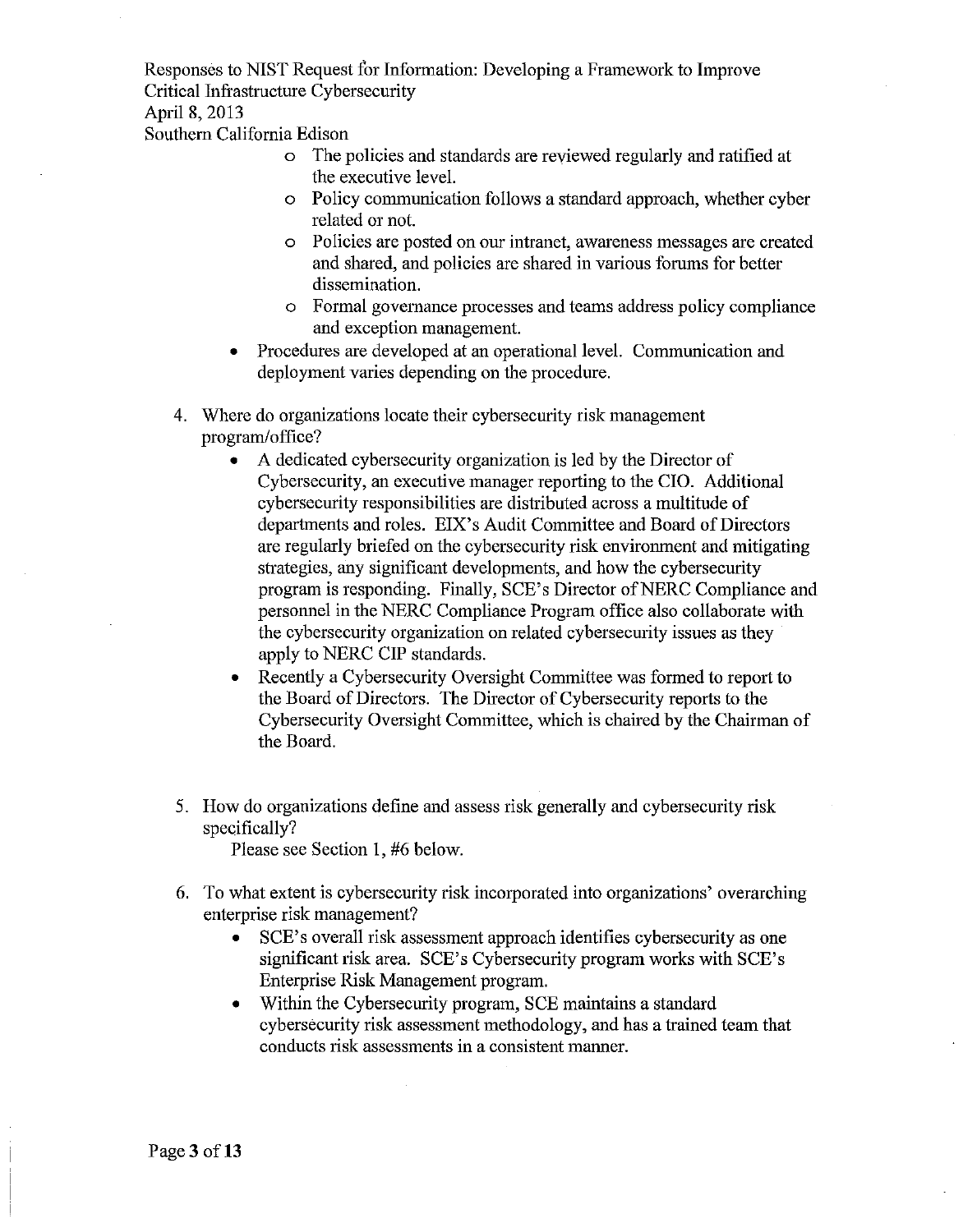- The policies and standards are reviewed regularly and ratified at the executive level.
  - Policy communication follows a standard approach, whether cyber related or not.
  - Policies are posted on our intranet, awareness messages are created and shared, and policies are shared in various forums for better dissemination.
  - Formal governance processes and teams address policy compliance and exception management.
- Procedures are developed at an operational level. Communication and deployment varies depending on the procedure.

4. Where do organizations locate their cybersecurity risk management program/office?
   - A dedicated cybersecurity organization is led by the Director of Cybersecurity, an executive manager reporting to the CIO. Additional cybersecurity responsibilities are distributed across a multitude of departments and roles. EIX's Audit Committee and Board of Directors are regularly briefed on the cybersecurity risk environment and mitigating strategies, any significant developments, and how the cybersecurity program is responding. Finally, SCE's Director of NERC Compliance and personnel in the NERC Compliance Program office also collaborate with the cybersecurity organization on related cybersecurity issues as they apply to NERC CIP standards.
   - Recently a Cybersecurity Oversight Committee was formed to report to the Board of Directors. The Director of Cybersecurity reports to the Cybersecurity Oversight Committee, which is chaired by the Chairman of the Board.

5. How do organizations define and assess risk generally and cybersecurity risk specifically?

   Please see Section 1, #6 below.

6. To what extent is cybersecurity risk incorporated into organizations' overarching enterprise risk management?
   - SCE's overall risk assessment approach identifies cybersecurity as one significant risk area. SCE's Cybersecurity program works with SCE's Enterprise Risk Management program.
   - Within the Cybersecurity program, SCE maintains a standard cybersecurity risk assessment methodology, and has a trained team that conducts risk assessments in a consistent manner.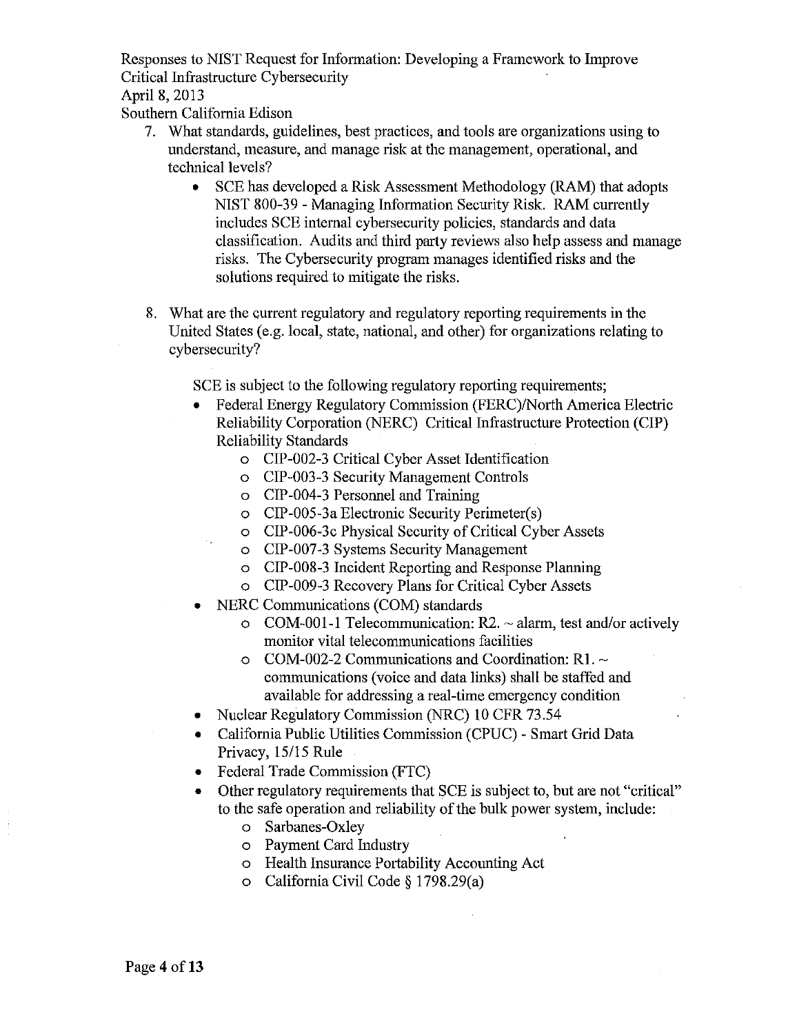7. What standards, guidelines, best practices, and tools are organizations using to understand, measure, and manage risk at the management, operational, and technical levels?
   - SCE has developed a Risk Assessment Methodology (RAM) that adopts NIST 800-39 - Managing Information Security Risk. RAM currently includes SCE internal cybersecurity policies, standards and data classification. Audits and third party reviews also help assess and manage risks. The Cybersecurity program manages identified risks and the solutions required to mitigate the risks.

8. What are the current regulatory and regulatory reporting requirements in the United States (e.g. local, state, national, and other) for organizations relating to cybersecurity?

   SCE is subject to the following regulatory reporting requirements;
   - Federal Energy Regulatory Commission (FERC)/North America Electric Reliability Corporation (NERC) Critical Infrastructure Protection (CIP) Reliability Standards
     - CIP-002-3 Critical Cyber Asset Identification
     - CIP-003-3 Security Management Controls
     - CIP-004-3 Personnel and Training
     - CIP-005-3a Electronic Security Perimeter(s)
     - CIP-006-3c Physical Security of Critical Cyber Assets
     - CIP-007-3 Systems Security Management
     - CIP-008-3 Incident Reporting and Response Planning
     - CIP-009-3 Recovery Plans for Critical Cyber Assets
   - NERC Communications (COM) standards
     - COM-001-1 Telecommunication: R2. ~ alarm, test and/or actively monitor vital telecommunications facilities
     - COM-002-2 Communications and Coordination: R1. ~ communications (voice and data links) shall be staffed and available for addressing a real-time emergency condition
   - Nuclear Regulatory Commission (NRC) 10 CFR 73.54
   - California Public Utilities Commission (CPUC) - Smart Grid Data Privacy, 15/15 Rule
   - Federal Trade Commission (FTC)
   - Other regulatory requirements that SCE is subject to, but are not "critical" to the safe operation and reliability of the bulk power system, include:
     - Sarbanes-Oxley
     - Payment Card Industry
     - Health Insurance Portability Accounting Act
     - California Civil Code § 1798.29(a)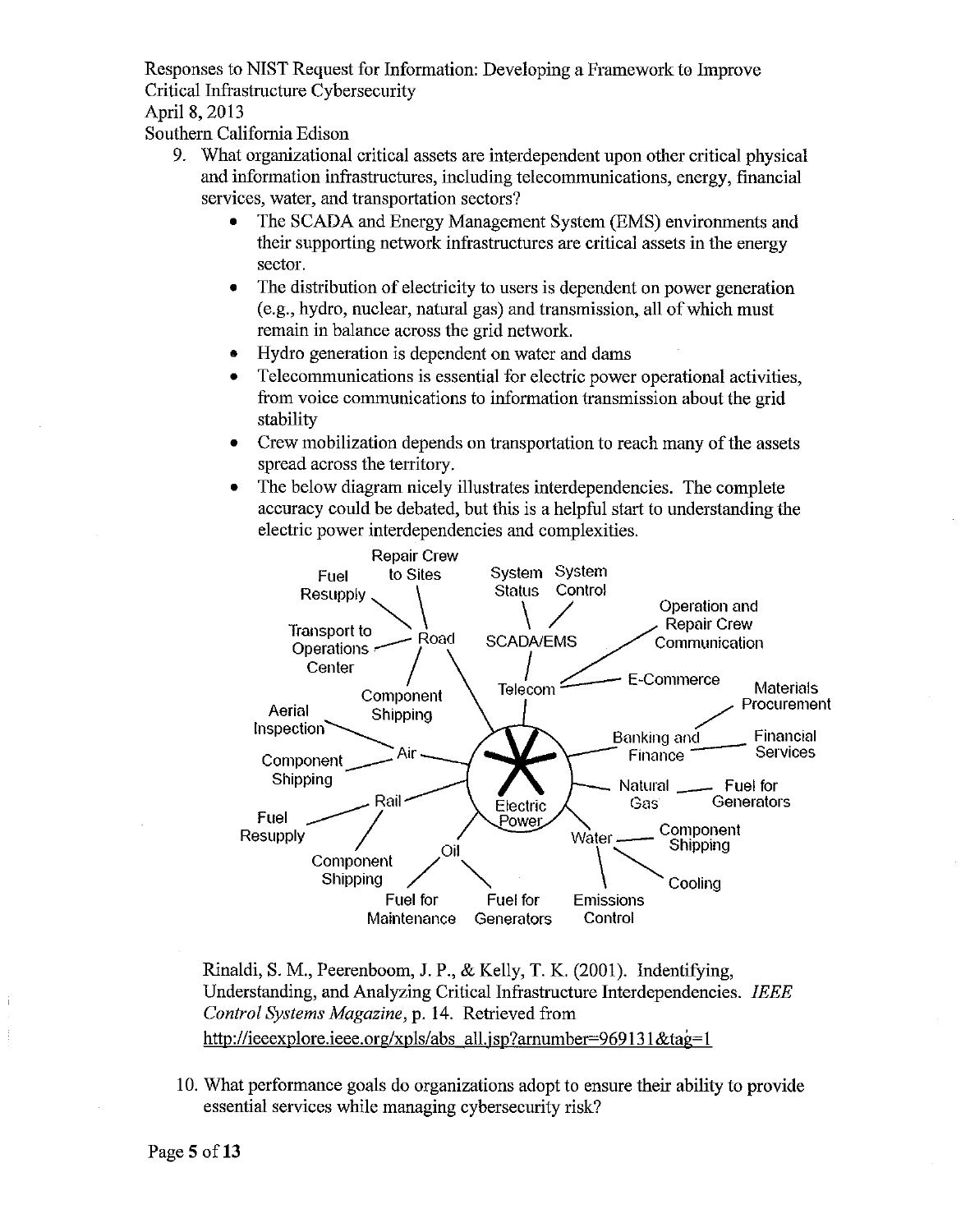9. What organizational critical assets are interdependent upon other critical physical and information infrastructures, including telecommunications, energy, financial services, water, and transportation sectors?
   - The SCADA and Energy Management System (EMS) environments and their supporting network infrastructures are critical assets in the energy sector.
   - The distribution of electricity to users is dependent on power generation (e.g., hydro, nuclear, natural gas) and transmission, all of which must remain in balance across the grid network.
   - Hydro generation is dependent on water and dams
   - Telecommunications is essential for electric power operational activities, from voice communications to information transmission about the grid stability
   - Crew mobilization depends on transportation to reach many of the assets spread across the territory.
   - The below diagram nicely illustrates interdependencies. The complete accuracy could be debated, but this is a helpful start to understanding the electric power interdependencies and complexities.

   Rinaldi, S. M., Peerenboom, J. P., & Kelly, T. K. (2001). Indentifying, Understanding, and Analyzing Critical Infrastructure Interdependencies. *IEEE Control Systems Magazine*, p. 14. Retrieved from http://ieeexplore.ieee.org/xpls/abs_all.jsp?arnumber=969131&tag=1

10. What performance goals do organizations adopt to ensure their ability to provide essential services while managing cybersecurity risk?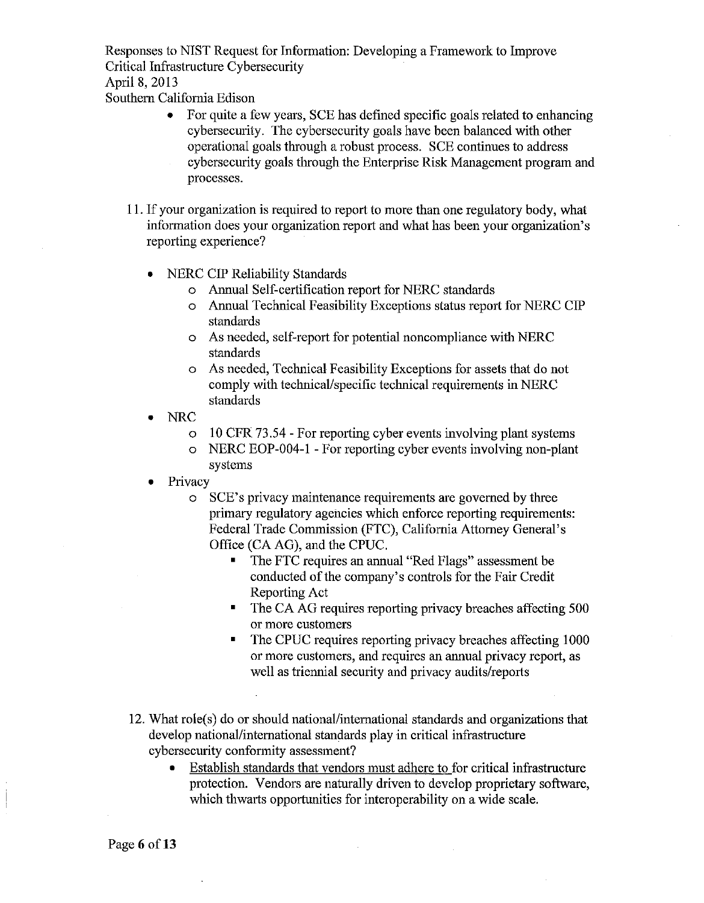- For quite a few years, SCE has defined specific goals related to enhancing cybersecurity. The cybersecurity goals have been balanced with other operational goals through a robust process. SCE continues to address cybersecurity goals through the Enterprise Risk Management program and processes.

11. If your organization is required to report to more than one regulatory body, what information does your organization report and what has been your organization's reporting experience?

    - NERC CIP Reliability Standards
        - Annual Self-certification report for NERC standards
        - Annual Technical Feasibility Exceptions status report for NERC CIP standards
        - As needed, self-report for potential noncompliance with NERC standards
        - As needed, Technical Feasibility Exceptions for assets that do not comply with technical/specific technical requirements in NERC standards
    - NRC
        - 10 CFR 73.54 - For reporting cyber events involving plant systems
        - NERC EOP-004-1 - For reporting cyber events involving non-plant systems
    - Privacy
        - SCE's privacy maintenance requirements are governed by three primary regulatory agencies which enforce reporting requirements: Federal Trade Commission (FTC), California Attorney General's Office (CA AG), and the CPUC.
            - The FTC requires an annual "Red Flags" assessment be conducted of the company's controls for the Fair Credit Reporting Act
            - The CA AG requires reporting privacy breaches affecting 500 or more customers
            - The CPUC requires reporting privacy breaches affecting 1000 or more customers, and requires an annual privacy report, as well as triennial security and privacy audits/reports

12. What role(s) do or should national/international standards and organizations that develop national/international standards play in critical infrastructure cybersecurity conformity assessment?

    - <u>Establish standards that vendors must adhere to</u> for critical infrastructure protection. Vendors are naturally driven to develop proprietary software, which thwarts opportunities for interoperability on a wide scale.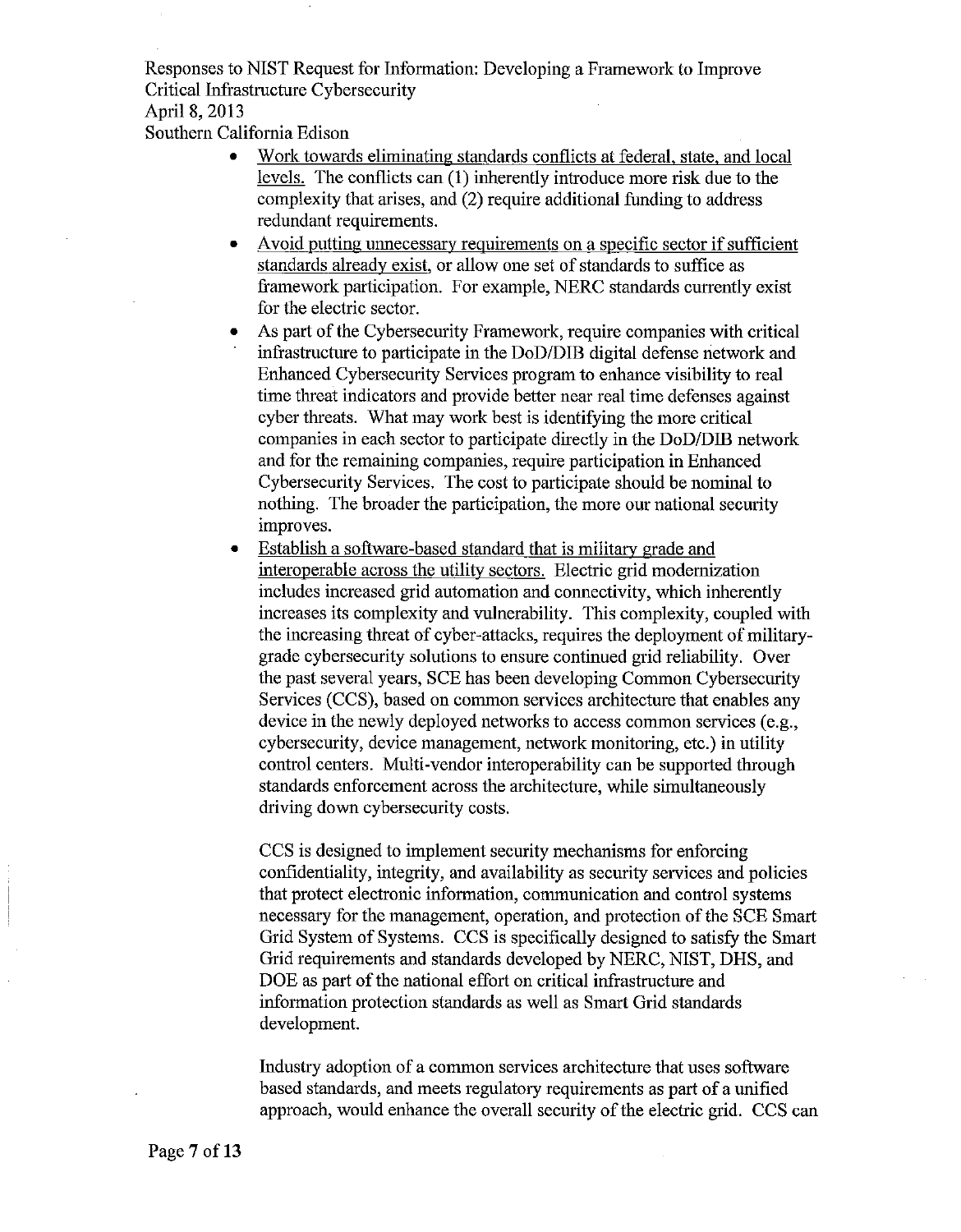- Work towards eliminating standards conflicts at federal, state, and local levels. The conflicts can (1) inherently introduce more risk due to the complexity that arises, and (2) require additional funding to address redundant requirements.
- Avoid putting unnecessary requirements on a specific sector if sufficient standards already exist, or allow one set of standards to suffice as framework participation. For example, NERC standards currently exist for the electric sector.
- As part of the Cybersecurity Framework, require companies with critical infrastructure to participate in the DoD/DIB digital defense network and Enhanced Cybersecurity Services program to enhance visibility to real time threat indicators and provide better near real time defenses against cyber threats. What may work best is identifying the more critical companies in each sector to participate directly in the DoD/DIB network and for the remaining companies, require participation in Enhanced Cybersecurity Services. The cost to participate should be nominal to nothing. The broader the participation, the more our national security improves.
- Establish a software-based standard that is military grade and interoperable across the utility sectors. Electric grid modernization includes increased grid automation and connectivity, which inherently increases its complexity and vulnerability. This complexity, coupled with the increasing threat of cyber-attacks, requires the deployment of military-grade cybersecurity solutions to ensure continued grid reliability. Over the past several years, SCE has been developing Common Cybersecurity Services (CCS), based on common services architecture that enables any device in the newly deployed networks to access common services (e.g., cybersecurity, device management, network monitoring, etc.) in utility control centers. Multi-vendor interoperability can be supported through standards enforcement across the architecture, while simultaneously driving down cybersecurity costs.

  CCS is designed to implement security mechanisms for enforcing confidentiality, integrity, and availability as security services and policies that protect electronic information, communication and control systems necessary for the management, operation, and protection of the SCE Smart Grid System of Systems. CCS is specifically designed to satisfy the Smart Grid requirements and standards developed by NERC, NIST, DHS, and DOE as part of the national effort on critical infrastructure and information protection standards as well as Smart Grid standards development.

  Industry adoption of a common services architecture that uses software based standards, and meets regulatory requirements as part of a unified approach, would enhance the overall security of the electric grid. CCS can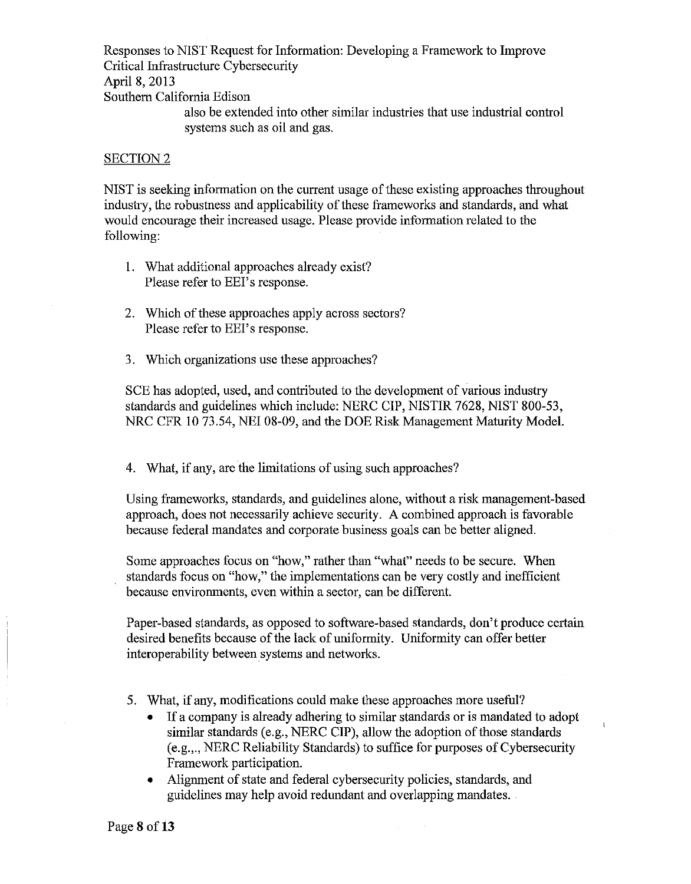also be extended into other similar industries that use industrial control systems such as oil and gas.

## SECTION 2

NIST is seeking information on the current usage of these existing approaches throughout industry, the robustness and applicability of these frameworks and standards, and what would encourage their increased usage. Please provide information related to the following:

1. What additional approaches already exist?
   Please refer to EEI's response.

2. Which of these approaches apply across sectors?
   Please refer to EEI's response.

3. Which organizations use these approaches?

SCE has adopted, used, and contributed to the development of various industry standards and guidelines which include: NERC CIP, NISTIR 7628, NIST 800-53, NRC CFR 10 73.54, NEI 08-09, and the DOE Risk Management Maturity Model.

4. What, if any, are the limitations of using such approaches?

Using frameworks, standards, and guidelines alone, without a risk management-based approach, does not necessarily achieve security. A combined approach is favorable because federal mandates and corporate business goals can be better aligned.

Some approaches focus on "how," rather than "what" needs to be secure. When standards focus on "how," the implementations can be very costly and inefficient because environments, even within a sector, can be different.

Paper-based standards, as opposed to software-based standards, don't produce certain desired benefits because of the lack of uniformity. Uniformity can offer better interoperability between systems and networks.

5. What, if any, modifications could make these approaches more useful?
   - If a company is already adhering to similar standards or is mandated to adopt similar standards (e.g., NERC CIP), allow the adoption of those standards (e.g.,., NERC Reliability Standards) to suffice for purposes of Cybersecurity Framework participation.
   - Alignment of state and federal cybersecurity policies, standards, and guidelines may help avoid redundant and overlapping mandates.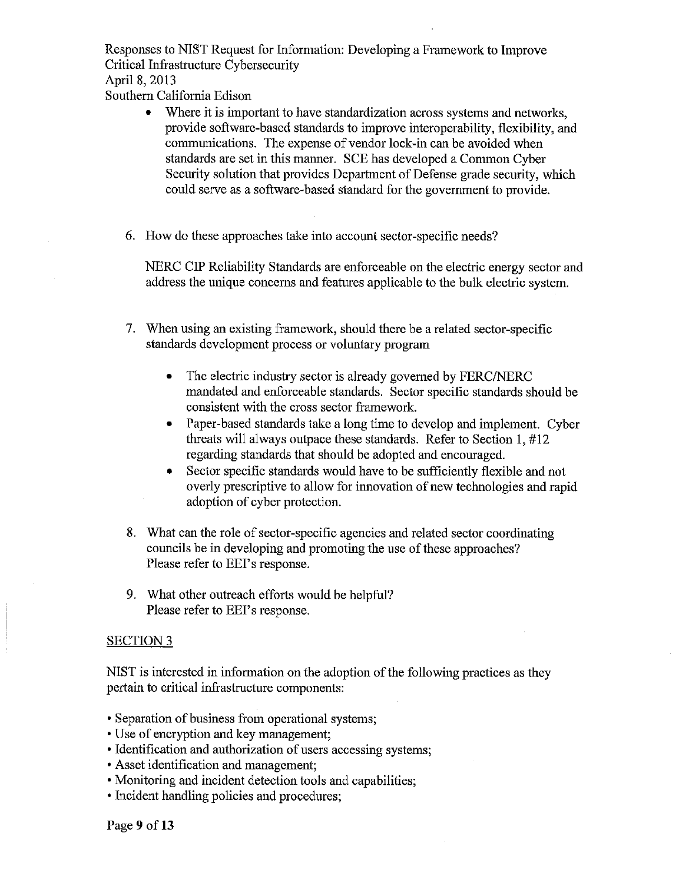- Where it is important to have standardization across systems and networks, provide software-based standards to improve interoperability, flexibility, and communications. The expense of vendor lock-in can be avoided when standards are set in this manner. SCE has developed a Common Cyber Security solution that provides Department of Defense grade security, which could serve as a software-based standard for the government to provide.

6. How do these approaches take into account sector-specific needs?

   NERC CIP Reliability Standards are enforceable on the electric energy sector and address the unique concerns and features applicable to the bulk electric system.

7. When using an existing framework, should there be a related sector-specific standards development process or voluntary program

   - The electric industry sector is already governed by FERC/NERC mandated and enforceable standards. Sector specific standards should be consistent with the cross sector framework.
   - Paper-based standards take a long time to develop and implement. Cyber threats will always outpace these standards. Refer to Section 1, #12 regarding standards that should be adopted and encouraged.
   - Sector specific standards would have to be sufficiently flexible and not overly prescriptive to allow for innovation of new technologies and rapid adoption of cyber protection.

8. What can the role of sector-specific agencies and related sector coordinating councils be in developing and promoting the use of these approaches?
   Please refer to EEI's response.

9. What other outreach efforts would be helpful?
   Please refer to EEI's response.

## SECTION 3

NIST is interested in information on the adoption of the following practices as they pertain to critical infrastructure components:

- Separation of business from operational systems;
- Use of encryption and key management;
- Identification and authorization of users accessing systems;
- Asset identification and management;
- Monitoring and incident detection tools and capabilities;
- Incident handling policies and procedures;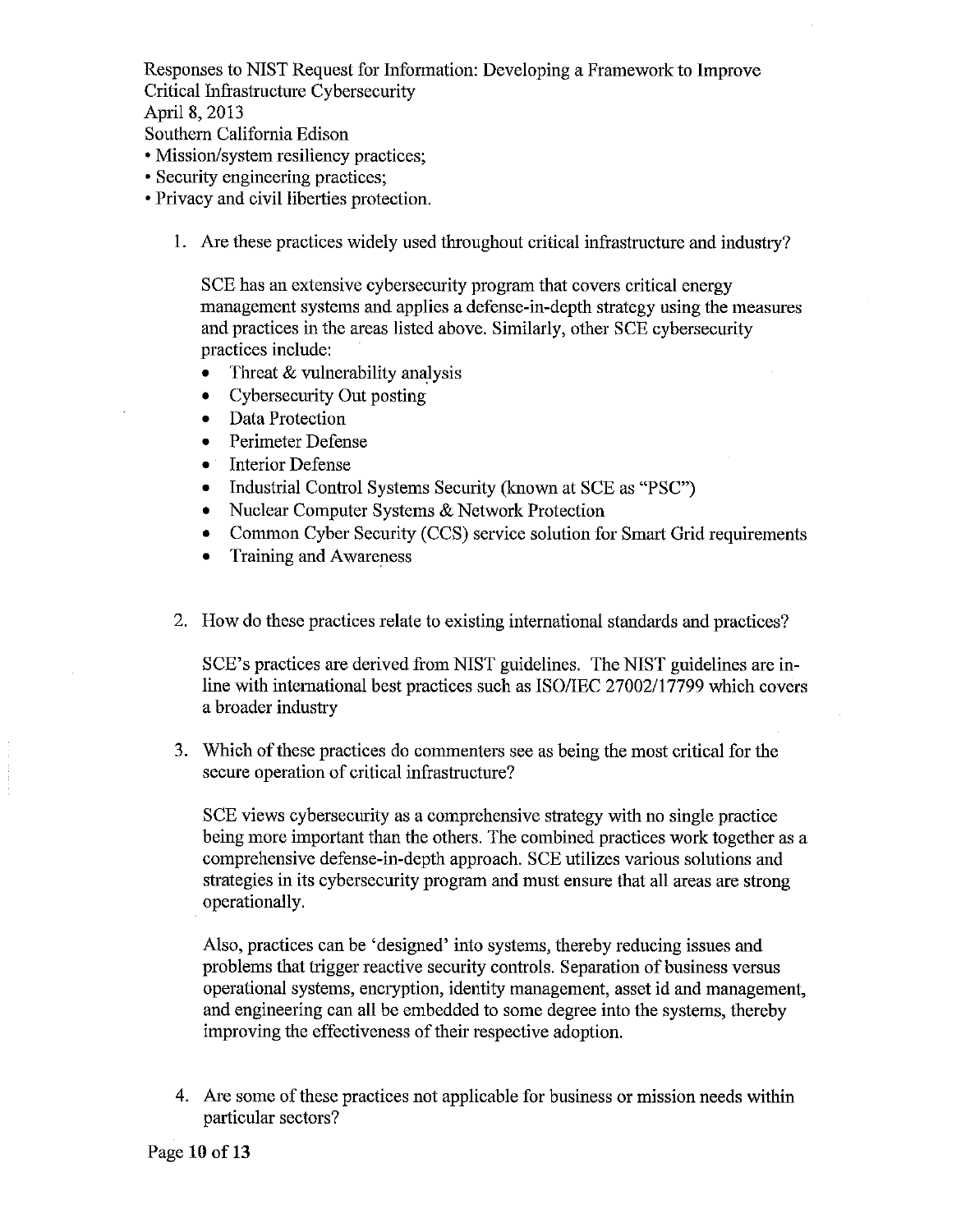- Mission/system resiliency practices;
- Security engineering practices;
- Privacy and civil liberties protection.

1. Are these practices widely used throughout critical infrastructure and industry?

   SCE has an extensive cybersecurity program that covers critical energy management systems and applies a defense-in-depth strategy using the measures and practices in the areas listed above. Similarly, other SCE cybersecurity practices include:

   - Threat & vulnerability analysis
   - Cybersecurity Out posting
   - Data Protection
   - Perimeter Defense
   - Interior Defense
   - Industrial Control Systems Security (known at SCE as "PSC")
   - Nuclear Computer Systems & Network Protection
   - Common Cyber Security (CCS) service solution for Smart Grid requirements
   - Training and Awareness

2. How do these practices relate to existing international standards and practices?

   SCE's practices are derived from NIST guidelines. The NIST guidelines are in-line with international best practices such as ISO/IEC 27002/17799 which covers a broader industry

3. Which of these practices do commenters see as being the most critical for the secure operation of critical infrastructure?

   SCE views cybersecurity as a comprehensive strategy with no single practice being more important than the others. The combined practices work together as a comprehensive defense-in-depth approach. SCE utilizes various solutions and strategies in its cybersecurity program and must ensure that all areas are strong operationally.

   Also, practices can be 'designed' into systems, thereby reducing issues and problems that trigger reactive security controls. Separation of business versus operational systems, encryption, identity management, asset id and management, and engineering can all be embedded to some degree into the systems, thereby improving the effectiveness of their respective adoption.

4. Are some of these practices not applicable for business or mission needs within particular sectors?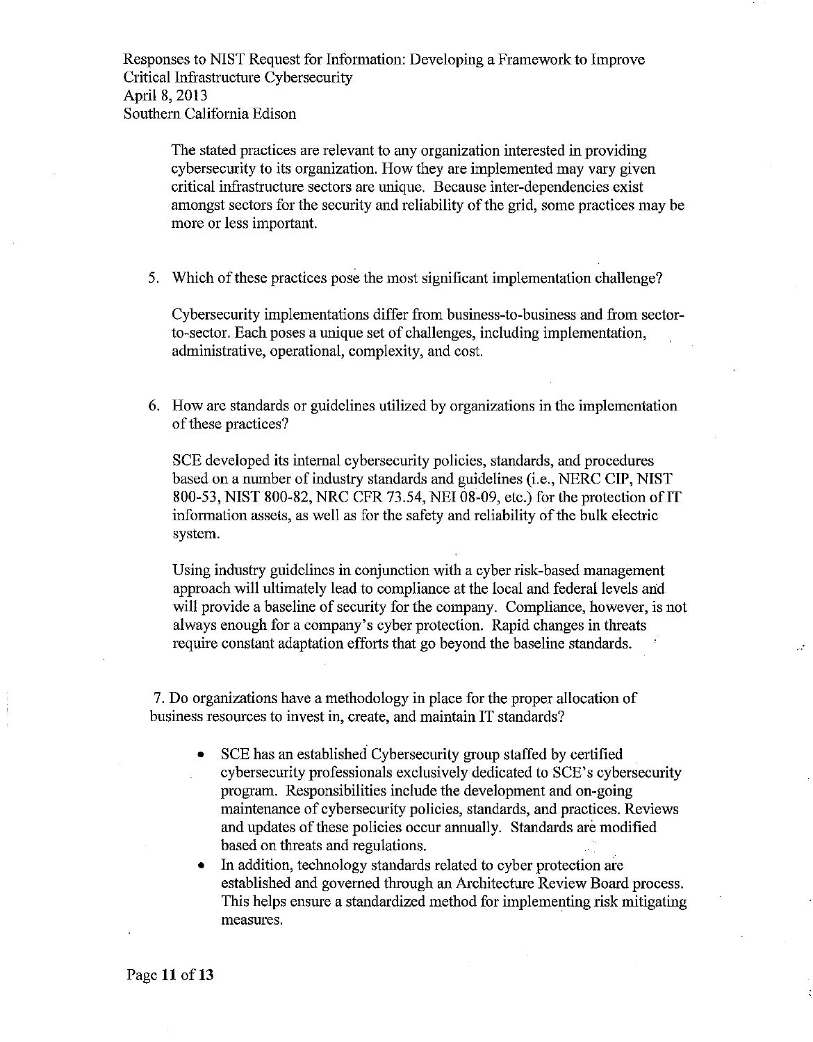The stated practices are relevant to any organization interested in providing cybersecurity to its organization. How they are implemented may vary given critical infrastructure sectors are unique. Because inter-dependencies exist amongst sectors for the security and reliability of the grid, some practices may be more or less important.

5. Which of these practices pose the most significant implementation challenge?

   Cybersecurity implementations differ from business-to-business and from sector-to-sector. Each poses a unique set of challenges, including implementation, administrative, operational, complexity, and cost.

6. How are standards or guidelines utilized by organizations in the implementation of these practices?

   SCE developed its internal cybersecurity policies, standards, and procedures based on a number of industry standards and guidelines (i.e., NERC CIP, NIST 800-53, NIST 800-82, NRC CFR 73.54, NEI 08-09, etc.) for the protection of IT information assets, as well as for the safety and reliability of the bulk electric system.

   Using industry guidelines in conjunction with a cyber risk-based management approach will ultimately lead to compliance at the local and federal levels and will provide a baseline of security for the company. Compliance, however, is not always enough for a company's cyber protection. Rapid changes in threats require constant adaptation efforts that go beyond the baseline standards.

7. Do organizations have a methodology in place for the proper allocation of business resources to invest in, create, and maintain IT standards?

   - SCE has an established Cybersecurity group staffed by certified cybersecurity professionals exclusively dedicated to SCE's cybersecurity program. Responsibilities include the development and on-going maintenance of cybersecurity policies, standards, and practices. Reviews and updates of these policies occur annually. Standards are modified based on threats and regulations.
   - In addition, technology standards related to cyber protection are established and governed through an Architecture Review Board process. This helps ensure a standardized method for implementing risk mitigating measures.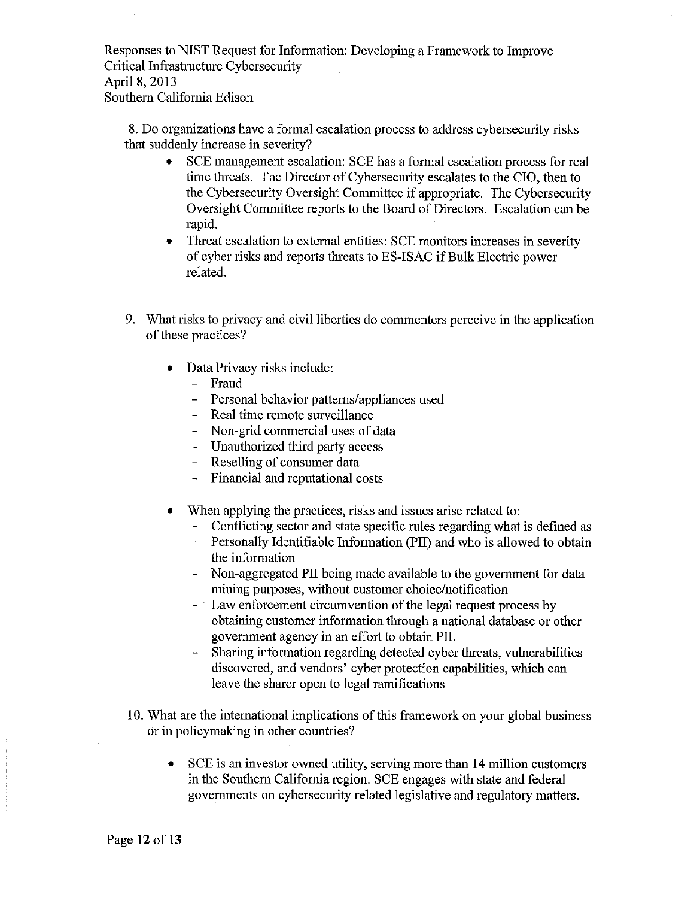8. Do organizations have a formal escalation process to address cybersecurity risks that suddenly increase in severity?

- SCE management escalation: SCE has a formal escalation process for real time threats. The Director of Cybersecurity escalates to the CIO, then to the Cybersecurity Oversight Committee if appropriate. The Cybersecurity Oversight Committee reports to the Board of Directors. Escalation can be rapid.
- Threat escalation to external entities: SCE monitors increases in severity of cyber risks and reports threats to ES-ISAC if Bulk Electric power related.

9. What risks to privacy and civil liberties do commenters perceive in the application of these practices?

- Data Privacy risks include:
  - Fraud
  - Personal behavior patterns/appliances used
  - Real time remote surveillance
  - Non-grid commercial uses of data
  - Unauthorized third party access
  - Reselling of consumer data
  - Financial and reputational costs
- When applying the practices, risks and issues arise related to:
  - Conflicting sector and state specific rules regarding what is defined as Personally Identifiable Information (PII) and who is allowed to obtain the information
  - Non-aggregated PII being made available to the government for data mining purposes, without customer choice/notification
  - Law enforcement circumvention of the legal request process by obtaining customer information through a national database or other government agency in an effort to obtain PII.
  - Sharing information regarding detected cyber threats, vulnerabilities discovered, and vendors' cyber protection capabilities, which can leave the sharer open to legal ramifications

10. What are the international implications of this framework on your global business or in policymaking in other countries?

- SCE is an investor owned utility, serving more than 14 million customers in the Southern California region. SCE engages with state and federal governments on cybersecurity related legislative and regulatory matters.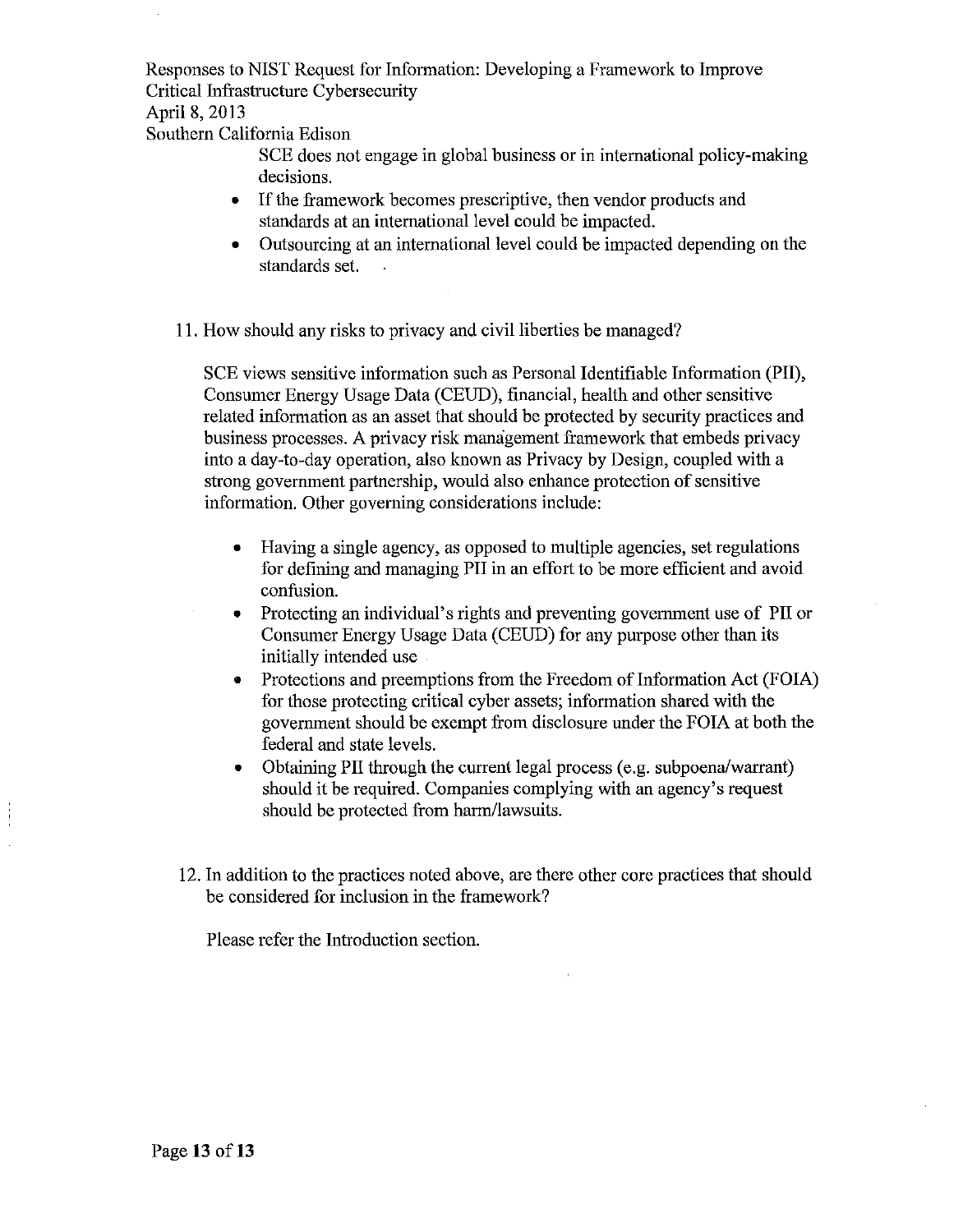SCE does not engage in global business or in international policy-making decisions.

- If the framework becomes prescriptive, then vendor products and standards at an international level could be impacted.
- Outsourcing at an international level could be impacted depending on the standards set.

11. How should any risks to privacy and civil liberties be managed?

    SCE views sensitive information such as Personal Identifiable Information (PII), Consumer Energy Usage Data (CEUD), financial, health and other sensitive related information as an asset that should be protected by security practices and business processes. A privacy risk management framework that embeds privacy into a day-to-day operation, also known as Privacy by Design, coupled with a strong government partnership, would also enhance protection of sensitive information. Other governing considerations include:

    - Having a single agency, as opposed to multiple agencies, set regulations for defining and managing PII in an effort to be more efficient and avoid confusion.
    - Protecting an individual's rights and preventing government use of PII or Consumer Energy Usage Data (CEUD) for any purpose other than its initially intended use
    - Protections and preemptions from the Freedom of Information Act (FOIA) for those protecting critical cyber assets; information shared with the government should be exempt from disclosure under the FOIA at both the federal and state levels.
    - Obtaining PII through the current legal process (e.g. subpoena/warrant) should it be required. Companies complying with an agency's request should be protected from harm/lawsuits.

12. In addition to the practices noted above, are there other core practices that should be considered for inclusion in the framework?

    Please refer the Introduction section.